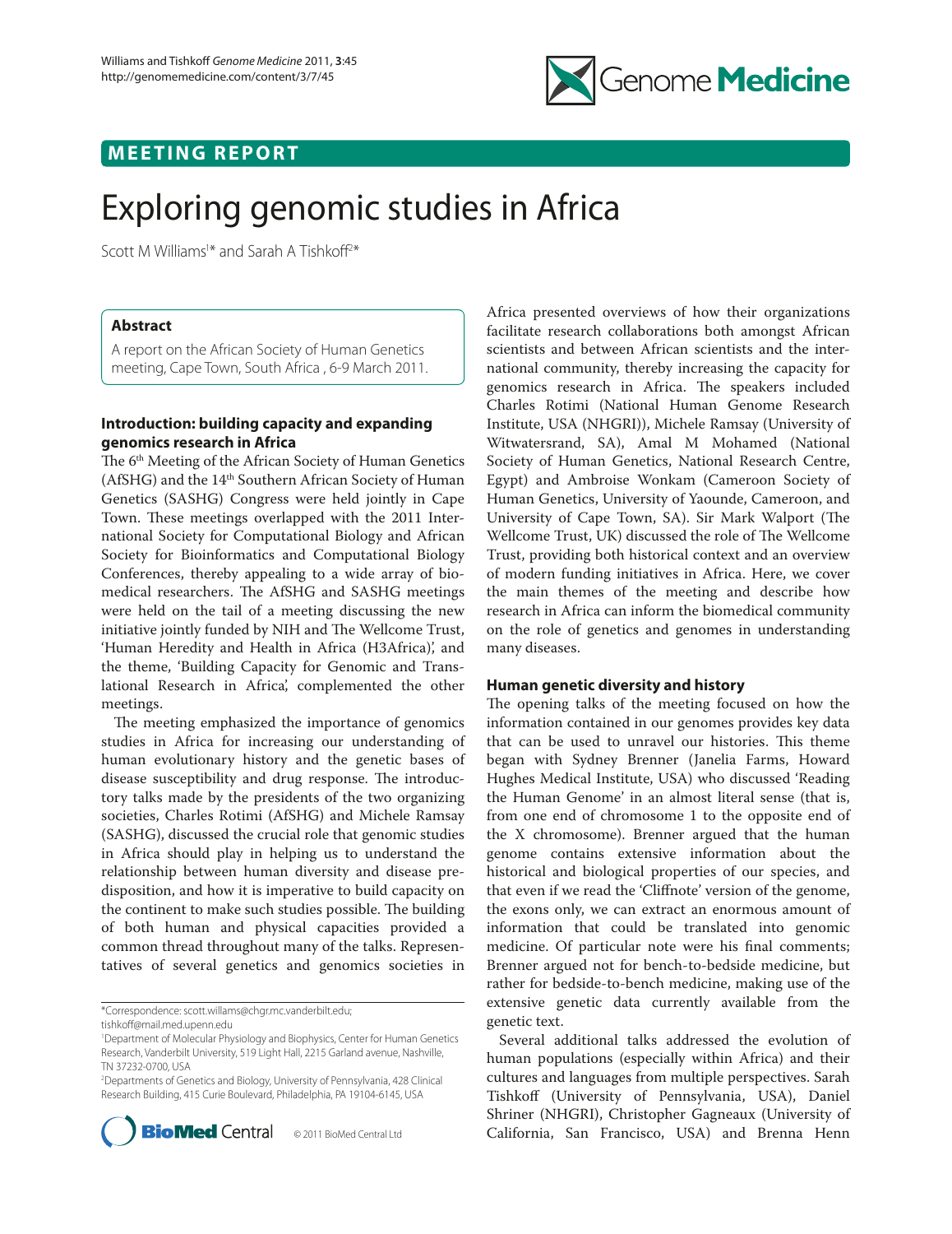MEETING REPORT

# Exploring genomic studies in Africa

Scott M Williams[1]* and Sarah A Tishkoff[2]*

## Abstract

A report on the African Society of Human Genetics meeting, Cape Town, South Africa , 6-9 March 2011.

## Introduction: building capacity and expanding genomics research in Africa

The 6th Meeting of the African Society of Human Genetics (AfSHG) and the 14th Southern African Society of Human Genetics (SASHG) Congress were held jointly in Cape Town. These meetings overlapped with the 2011 International Society for Computational Biology and African Society for Bioinformatics and Computational Biology Conferences, thereby appealing to a wide array of biomedical researchers. The AfSHG and SASHG meetings were held on the tail of a meeting discussing the new initiative jointly funded by NIH and The Wellcome Trust, 'Human Heredity and Health in Africa (H3Africa)', and the theme, 'Building Capacity for Genomic and Translational Research in Africa', complemented the other meetings.

The meeting emphasized the importance of genomics studies in Africa for increasing our understanding of human evolutionary history and the genetic bases of disease susceptibility and drug response. The introductory talks made by the presidents of the two organizing societies, Charles Rotimi (AfSHG) and Michele Ramsay (SASHG), discussed the crucial role that genomic studies in Africa should play in helping us to understand the relationship between human diversity and disease predisposition, and how it is imperative to build capacity on the continent to make such studies possible. The building of both human and physical capacities provided a common thread throughout many of the talks. Representatives of several genetics and genomics societies in Africa presented overviews of how their organizations facilitate research collaborations both amongst African scientists and between African scientists and the international community, thereby increasing the capacity for genomics research in Africa. The speakers included Charles Rotimi (National Human Genome Research Institute, USA (NHGRI)), Michele Ramsay (University of Witwatersrand, SA), Amal M Mohamed (National Society of Human Genetics, National Research Centre, Egypt) and Ambroise Wonkam (Cameroon Society of Human Genetics, University of Yaounde, Cameroon, and University of Cape Town, SA). Sir Mark Walport (The Wellcome Trust, UK) discussed the role of The Wellcome Trust, providing both historical context and an overview of modern funding initiatives in Africa. Here, we cover the main themes of the meeting and describe how research in Africa can inform the biomedical community on the role of genetics and genomes in understanding many diseases.

## Human genetic diversity and history

The opening talks of the meeting focused on how the information contained in our genomes provides key data that can be used to unravel our histories. This theme began with Sydney Brenner (Janelia Farms, Howard Hughes Medical Institute, USA) who discussed 'Reading the Human Genome' in an almost literal sense (that is, from one end of chromosome 1 to the opposite end of the X chromosome). Brenner argued that the human genome contains extensive information about the historical and biological properties of our species, and that even if we read the 'Cliffnote' version of the genome, the exons only, we can extract an enormous amount of information that could be translated into genomic medicine. Of particular note were his final comments; Brenner argued not for bench-to-bedside medicine, but rather for bedside-to-bench medicine, making use of the extensive genetic data currently available from the genetic text.

Several additional talks addressed the evolution of human populations (especially within Africa) and their cultures and languages from multiple perspectives. Sarah Tishkoff (University of Pennsylvania, USA), Daniel Shriner (NHGRI), Christopher Gagneaux (University of California, San Francisco, USA) and Brenna Henn

*Correspondence: scott.willams@chgr.mc.vanderbilt.edu; tishkoff@mail.med.upenn.edu

[1]Department of Molecular Physiology and Biophysics, Center for Human Genetics Research, Vanderbilt University, 519 Light Hall, 2215 Garland avenue, Nashville, TN 37232-0700, USA

[2]Departments of Genetics and Biology, University of Pennsylvania, 428 Clinical Research Building, 415 Curie Boulevard, Philadelphia, PA 19104-6145, USA

© 2011 BioMed Central Ltd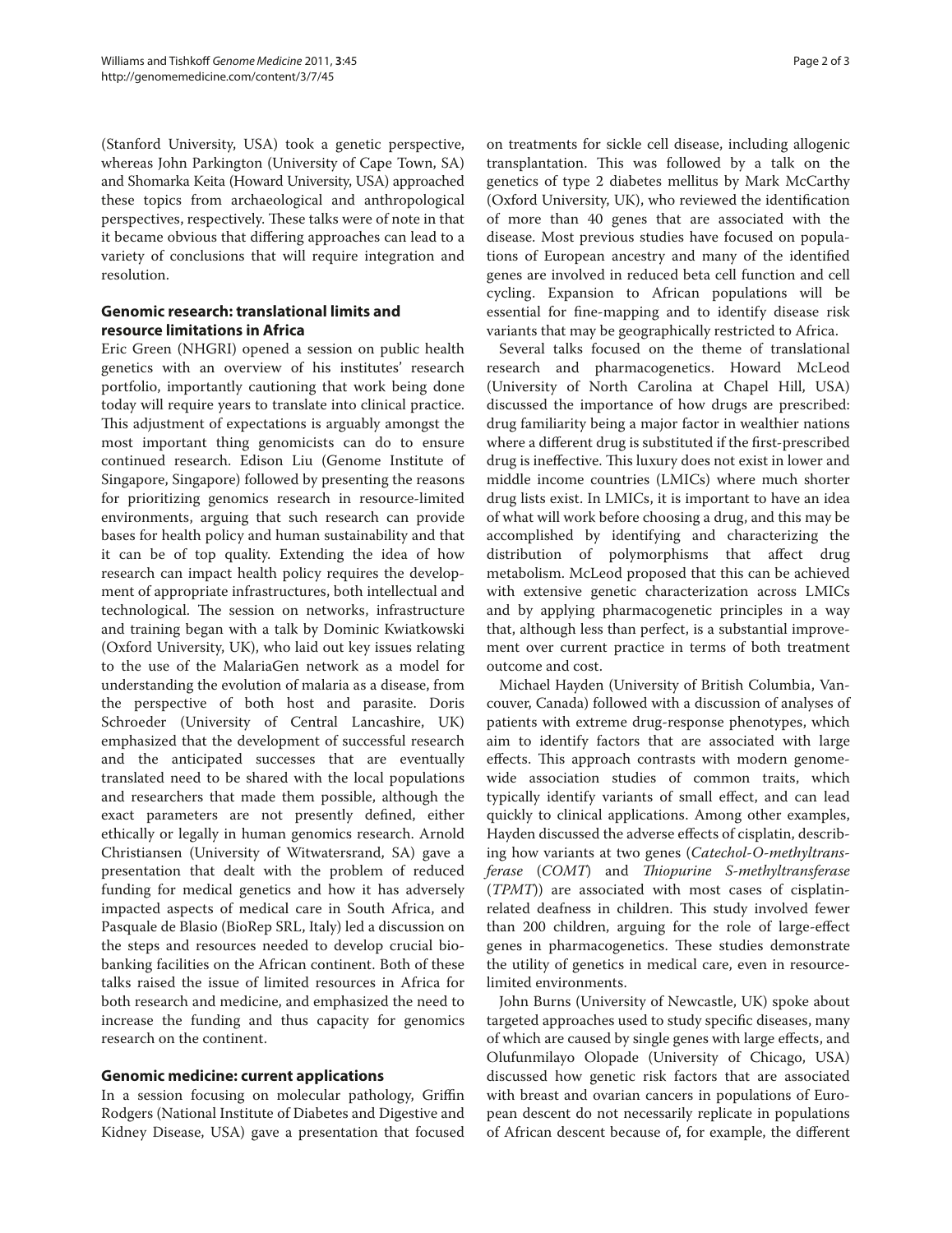(Stanford University, USA) took a genetic perspective, whereas John Parkington (University of Cape Town, SA) and Shomarka Keita (Howard University, USA) approached these topics from archaeological and anthropological perspectives, respectively. These talks were of note in that it became obvious that differing approaches can lead to a variety of conclusions that will require integration and resolution.

## Genomic research: translational limits and resource limitations in Africa

Eric Green (NHGRI) opened a session on public health genetics with an overview of his institutes' research portfolio, importantly cautioning that work being done today will require years to translate into clinical practice. This adjustment of expectations is arguably amongst the most important thing genomicists can do to ensure continued research. Edison Liu (Genome Institute of Singapore, Singapore) followed by presenting the reasons for prioritizing genomics research in resource-limited environments, arguing that such research can provide bases for health policy and human sustainability and that it can be of top quality. Extending the idea of how research can impact health policy requires the development of appropriate infrastructures, both intellectual and technological. The session on networks, infrastructure and training began with a talk by Dominic Kwiatkowski (Oxford University, UK), who laid out key issues relating to the use of the MalariaGen network as a model for understanding the evolution of malaria as a disease, from the perspective of both host and parasite. Doris Schroeder (University of Central Lancashire, UK) emphasized that the development of successful research and the anticipated successes that are eventually translated need to be shared with the local populations and researchers that made them possible, although the exact parameters are not presently defined, either ethically or legally in human genomics research. Arnold Christiansen (University of Witwatersrand, SA) gave a presentation that dealt with the problem of reduced funding for medical genetics and how it has adversely impacted aspects of medical care in South Africa, and Pasquale de Blasio (BioRep SRL, Italy) led a discussion on the steps and resources needed to develop crucial biobanking facilities on the African continent. Both of these talks raised the issue of limited resources in Africa for both research and medicine, and emphasized the need to increase the funding and thus capacity for genomics research on the continent.

## Genomic medicine: current applications

In a session focusing on molecular pathology, Griffin Rodgers (National Institute of Diabetes and Digestive and Kidney Disease, USA) gave a presentation that focused on treatments for sickle cell disease, including allogenic transplantation. This was followed by a talk on the genetics of type 2 diabetes mellitus by Mark McCarthy (Oxford University, UK), who reviewed the identification of more than 40 genes that are associated with the disease. Most previous studies have focused on populations of European ancestry and many of the identified genes are involved in reduced beta cell function and cell cycling. Expansion to African populations will be essential for fine-mapping and to identify disease risk variants that may be geographically restricted to Africa.

Several talks focused on the theme of translational research and pharmacogenetics. Howard McLeod (University of North Carolina at Chapel Hill, USA) discussed the importance of how drugs are prescribed: drug familiarity being a major factor in wealthier nations where a different drug is substituted if the first-prescribed drug is ineffective. This luxury does not exist in lower and middle income countries (LMICs) where much shorter drug lists exist. In LMICs, it is important to have an idea of what will work before choosing a drug, and this may be accomplished by identifying and characterizing the distribution of polymorphisms that affect drug metabolism. McLeod proposed that this can be achieved with extensive genetic characterization across LMICs and by applying pharmacogenetic principles in a way that, although less than perfect, is a substantial improvement over current practice in terms of both treatment outcome and cost.

Michael Hayden (University of British Columbia, Vancouver, Canada) followed with a discussion of analyses of patients with extreme drug-response phenotypes, which aim to identify factors that are associated with large effects. This approach contrasts with modern genome-wide association studies of common traits, which typically identify variants of small effect, and can lead quickly to clinical applications. Among other examples, Hayden discussed the adverse effects of cisplatin, describing how variants at two genes (*Catechol-O-methyltransferase* (*COMT*) and *Thiopurine S-methyltransferase* (*TPMT*)) are associated with most cases of cisplatin-related deafness in children. This study involved fewer than 200 children, arguing for the role of large-effect genes in pharmacogenetics. These studies demonstrate the utility of genetics in medical care, even in resource-limited environments.

John Burns (University of Newcastle, UK) spoke about targeted approaches used to study specific diseases, many of which are caused by single genes with large effects, and Olufunmilayo Olopade (University of Chicago, USA) discussed how genetic risk factors that are associated with breast and ovarian cancers in populations of European descent do not necessarily replicate in populations of African descent because of, for example, the different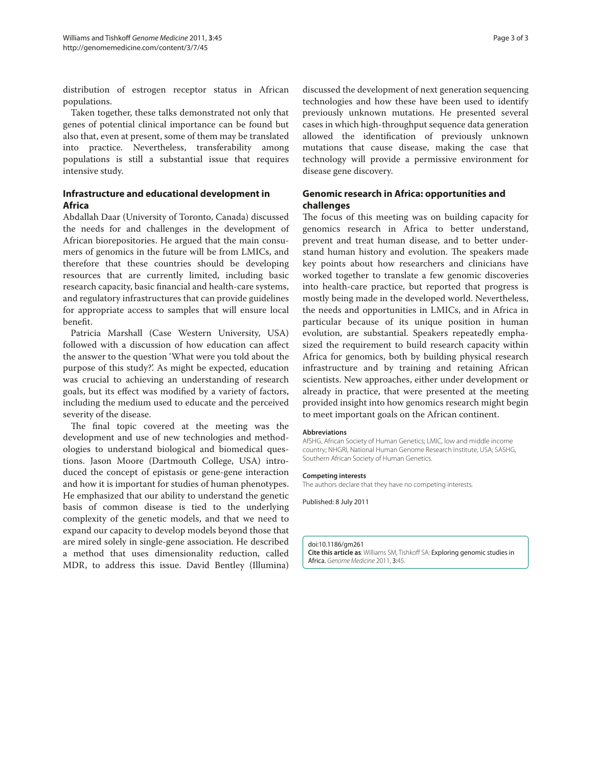distribution of estrogen receptor status in African populations.

Taken together, these talks demonstrated not only that genes of potential clinical importance can be found but also that, even at present, some of them may be translated into practice. Nevertheless, transferability among populations is still a substantial issue that requires intensive study.

## Infrastructure and educational development in Africa

Abdallah Daar (University of Toronto, Canada) discussed the needs for and challenges in the development of African biorepositories. He argued that the main consumers of genomics in the future will be from LMICs, and therefore that these countries should be developing resources that are currently limited, including basic research capacity, basic financial and health-care systems, and regulatory infrastructures that can provide guidelines for appropriate access to samples that will ensure local benefit.

Patricia Marshall (Case Western University, USA) followed with a discussion of how education can affect the answer to the question 'What were you told about the purpose of this study?'. As might be expected, education was crucial to achieving an understanding of research goals, but its effect was modified by a variety of factors, including the medium used to educate and the perceived severity of the disease.

The final topic covered at the meeting was the development and use of new technologies and methodologies to understand biological and biomedical questions. Jason Moore (Dartmouth College, USA) introduced the concept of epistasis or gene-gene interaction and how it is important for studies of human phenotypes. He emphasized that our ability to understand the genetic basis of common disease is tied to the underlying complexity of the genetic models, and that we need to expand our capacity to develop models beyond those that are mired solely in single-gene association. He described a method that uses dimensionality reduction, called MDR, to address this issue. David Bentley (Illumina) discussed the development of next generation sequencing technologies and how these have been used to identify previously unknown mutations. He presented several cases in which high-throughput sequence data generation allowed the identification of previously unknown mutations that cause disease, making the case that technology will provide a permissive environment for disease gene discovery.

## Genomic research in Africa: opportunities and challenges

The focus of this meeting was on building capacity for genomics research in Africa to better understand, prevent and treat human disease, and to better understand human history and evolution. The speakers made key points about how researchers and clinicians have worked together to translate a few genomic discoveries into health-care practice, but reported that progress is mostly being made in the developed world. Nevertheless, the needs and opportunities in LMICs, and in Africa in particular because of its unique position in human evolution, are substantial. Speakers repeatedly emphasized the requirement to build research capacity within Africa for genomics, both by building physical research infrastructure and by training and retaining African scientists. New approaches, either under development or already in practice, that were presented at the meeting provided insight into how genomics research might begin to meet important goals on the African continent.

#### Abbreviations

AfSHG, African Society of Human Genetics; LMIC, low and middle income country; NHGRI, National Human Genome Research Institute, USA; SASHG, Southern African Society of Human Genetics.

#### Competing interests

The authors declare that they have no competing interests.

Published: 8 July 2011

doi:10.1186/gm261
**Cite this article as**: Williams SM, Tishkoff SA: Exploring genomic studies in Africa. *Genome Medicine* 2011, **3**:45.